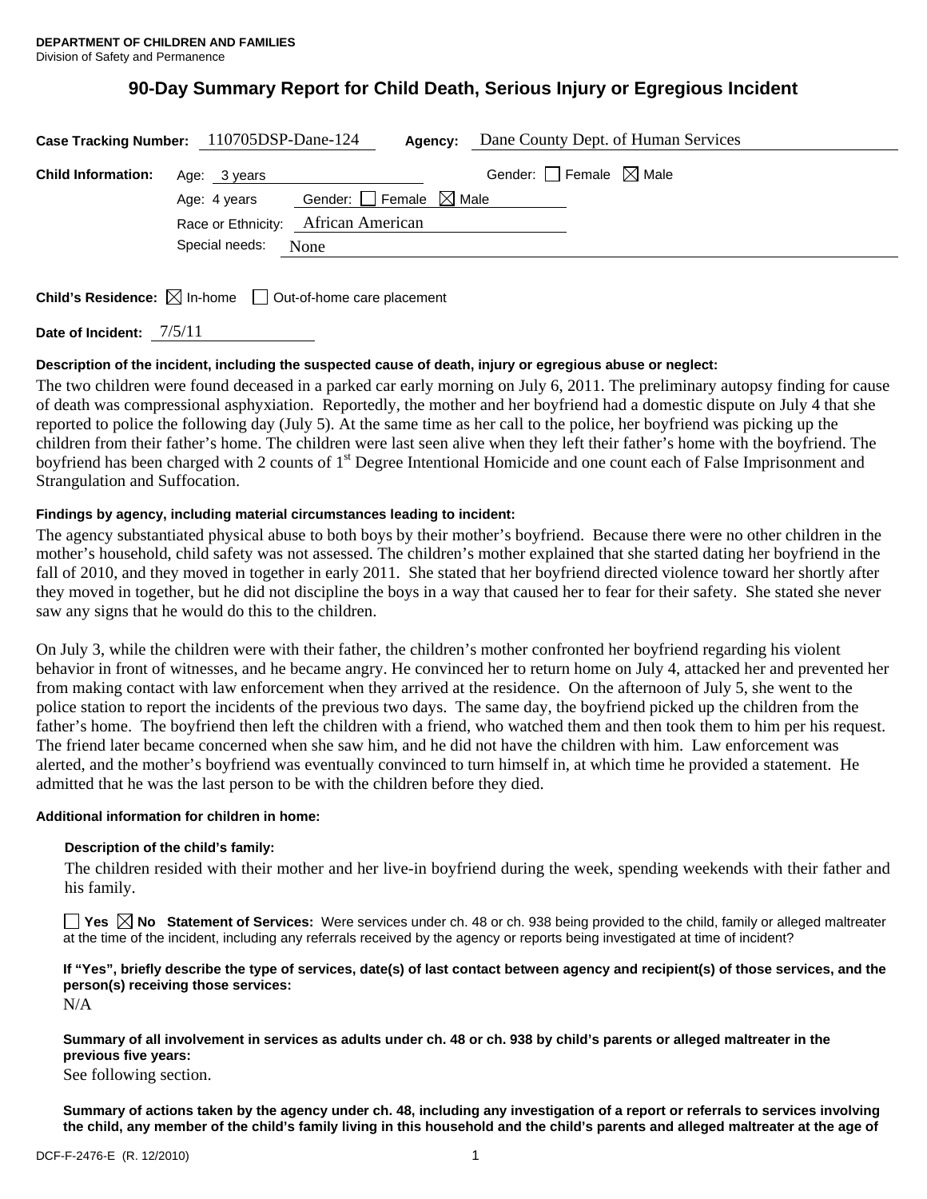**DEPARTMENT OF CHILDREN AND FAMILIES**
Division of Safety and Permanence

# 90-Day Summary Report for Child Death, Serious Injury or Egregious Incident

**Case Tracking Number:** 110705DSP-Dane-124 **Agency:** Dane County Dept. of Human Services

**Child Information:** Age: 3 years Gender: ☐ Female ☒ Male

Age: 4 years Gender: ☐ Female ☒ Male

Race or Ethnicity: African American

Special needs: None

**Child's Residence:** ☒ In-home ☐ Out-of-home care placement

**Date of Incident:** 7/5/11

**Description of the incident, including the suspected cause of death, injury or egregious abuse or neglect:**

The two children were found deceased in a parked car early morning on July 6, 2011. The preliminary autopsy finding for cause of death was compressional asphyxiation. Reportedly, the mother and her boyfriend had a domestic dispute on July 4 that she reported to police the following day (July 5). At the same time as her call to the police, her boyfriend was picking up the children from their father's home. The children were last seen alive when they left their father's home with the boyfriend. The boyfriend has been charged with 2 counts of 1st Degree Intentional Homicide and one count each of False Imprisonment and Strangulation and Suffocation.

**Findings by agency, including material circumstances leading to incident:**

The agency substantiated physical abuse to both boys by their mother's boyfriend. Because there were no other children in the mother's household, child safety was not assessed. The children's mother explained that she started dating her boyfriend in the fall of 2010, and they moved in together in early 2011. She stated that her boyfriend directed violence toward her shortly after they moved in together, but he did not discipline the boys in a way that caused her to fear for their safety. She stated she never saw any signs that he would do this to the children.

On July 3, while the children were with their father, the children's mother confronted her boyfriend regarding his violent behavior in front of witnesses, and he became angry. He convinced her to return home on July 4, attacked her and prevented her from making contact with law enforcement when they arrived at the residence. On the afternoon of July 5, she went to the police station to report the incidents of the previous two days. The same day, the boyfriend picked up the children from the father's home. The boyfriend then left the children with a friend, who watched them and then took them to him per his request. The friend later became concerned when she saw him, and he did not have the children with him. Law enforcement was alerted, and the mother's boyfriend was eventually convinced to turn himself in, at which time he provided a statement. He admitted that he was the last person to be with the children before they died.

**Additional information for children in home:**

**Description of the child's family:**

The children resided with their mother and her live-in boyfriend during the week, spending weekends with their father and his family.

☐ **Yes** ☒ **No Statement of Services:** Were services under ch. 48 or ch. 938 being provided to the child, family or alleged maltreater at the time of the incident, including any referrals received by the agency or reports being investigated at time of incident?

**If "Yes", briefly describe the type of services, date(s) of last contact between agency and recipient(s) of those services, and the person(s) receiving those services:**

N/A

**Summary of all involvement in services as adults under ch. 48 or ch. 938 by child's parents or alleged maltreater in the previous five years:**

See following section.

**Summary of actions taken by the agency under ch. 48, including any investigation of a report or referrals to services involving the child, any member of the child's family living in this household and the child's parents and alleged maltreater at the age of**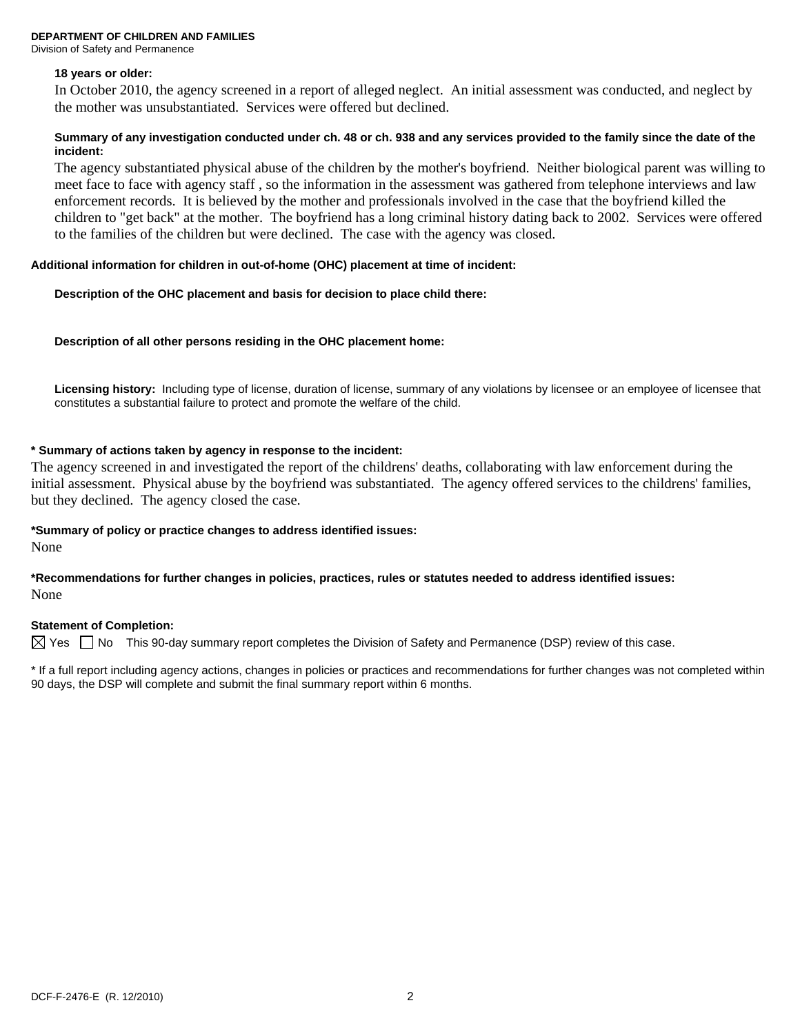**18 years or older:**

In October 2010, the agency screened in a report of alleged neglect. An initial assessment was conducted, and neglect by the mother was unsubstantiated. Services were offered but declined.

**Summary of any investigation conducted under ch. 48 or ch. 938 and any services provided to the family since the date of the incident:**

The agency substantiated physical abuse of the children by the mother's boyfriend. Neither biological parent was willing to meet face to face with agency staff , so the information in the assessment was gathered from telephone interviews and law enforcement records. It is believed by the mother and professionals involved in the case that the boyfriend killed the children to "get back" at the mother. The boyfriend has a long criminal history dating back to 2002. Services were offered to the families of the children but were declined. The case with the agency was closed.

**Additional information for children in out-of-home (OHC) placement at time of incident:**

**Description of the OHC placement and basis for decision to place child there:**

**Description of all other persons residing in the OHC placement home:**

**Licensing history:** Including type of license, duration of license, summary of any violations by licensee or an employee of licensee that constitutes a substantial failure to protect and promote the welfare of the child.

**\* Summary of actions taken by agency in response to the incident:**

The agency screened in and investigated the report of the childrens' deaths, collaborating with law enforcement during the initial assessment. Physical abuse by the boyfriend was substantiated. The agency offered services to the childrens' families, but they declined. The agency closed the case.

**\*Summary of policy or practice changes to address identified issues:**

None

**\*Recommendations for further changes in policies, practices, rules or statutes needed to address identified issues:**

None

**Statement of Completion:**

☒ Yes ☐ No This 90-day summary report completes the Division of Safety and Permanence (DSP) review of this case.

\* If a full report including agency actions, changes in policies or practices and recommendations for further changes was not completed within 90 days, the DSP will complete and submit the final summary report within 6 months.